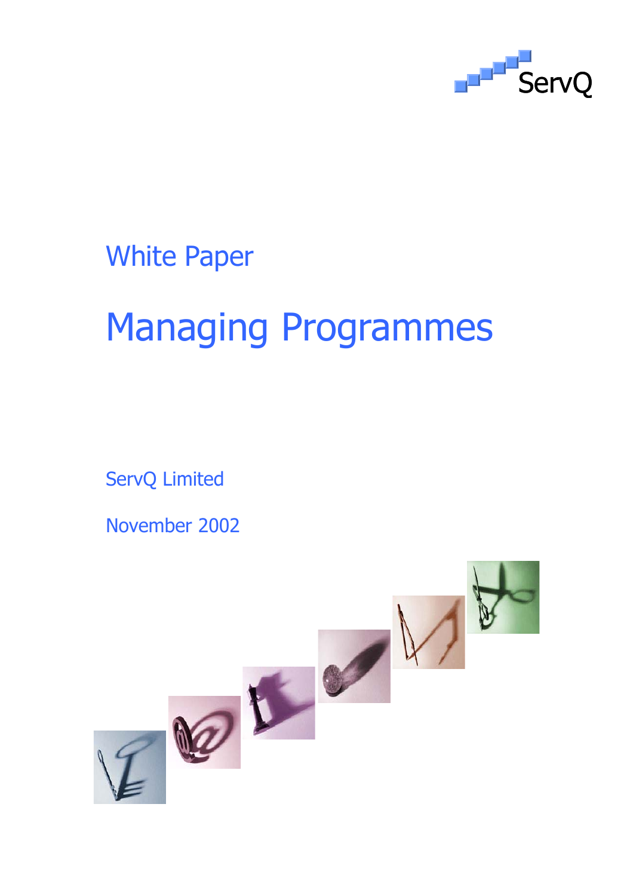ServQ

White Paper

# Managing Programmes

ServQ Limited

November 2002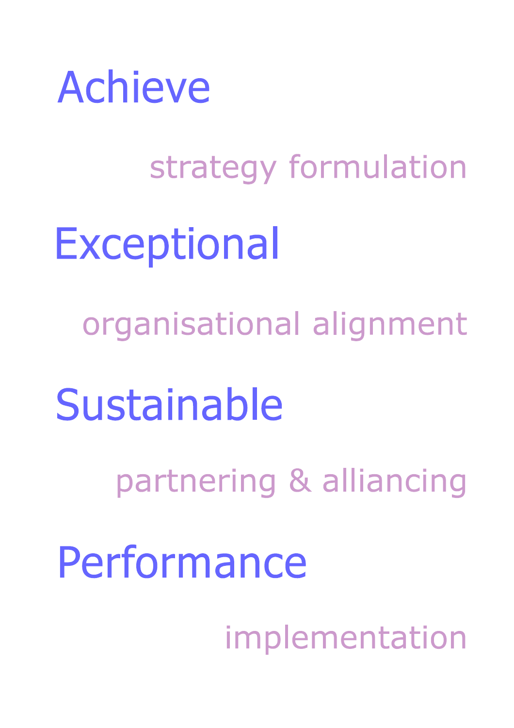Achieve

strategy formulation

Exceptional

organisational alignment

Sustainable

partnering & alliancing

Performance

implementation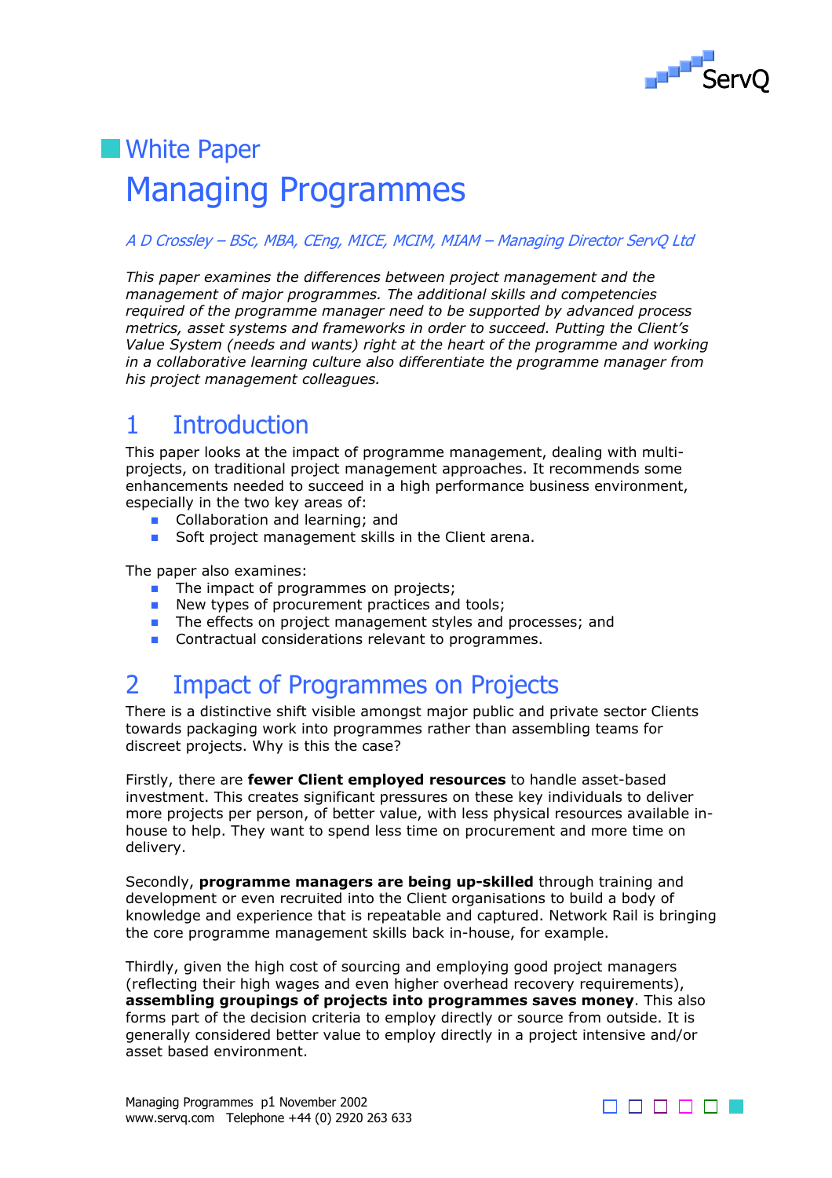## White Paper

# Managing Programmes

*A D Crossley – BSc, MBA, CEng, MICE, MCIM, MIAM – Managing Director ServQ Ltd*

*This paper examines the differences between project management and the management of major programmes. The additional skills and competencies required of the programme manager need to be supported by advanced process metrics, asset systems and frameworks in order to succeed. Putting the Client's Value System (needs and wants) right at the heart of the programme and working in a collaborative learning culture also differentiate the programme manager from his project management colleagues.*

## 1 Introduction

This paper looks at the impact of programme management, dealing with multi-projects, on traditional project management approaches. It recommends some enhancements needed to succeed in a high performance business environment, especially in the two key areas of:

- Collaboration and learning; and
- Soft project management skills in the Client arena.

The paper also examines:

- The impact of programmes on projects;
- New types of procurement practices and tools;
- The effects on project management styles and processes; and
- Contractual considerations relevant to programmes.

## 2 Impact of Programmes on Projects

There is a distinctive shift visible amongst major public and private sector Clients towards packaging work into programmes rather than assembling teams for discreet projects. Why is this the case?

Firstly, there are **fewer Client employed resources** to handle asset-based investment. This creates significant pressures on these key individuals to deliver more projects per person, of better value, with less physical resources available in-house to help. They want to spend less time on procurement and more time on delivery.

Secondly, **programme managers are being up-skilled** through training and development or even recruited into the Client organisations to build a body of knowledge and experience that is repeatable and captured. Network Rail is bringing the core programme management skills back in-house, for example.

Thirdly, given the high cost of sourcing and employing good project managers (reflecting their high wages and even higher overhead recovery requirements), **assembling groupings of projects into programmes saves money**. This also forms part of the decision criteria to employ directly or source from outside. It is generally considered better value to employ directly in a project intensive and/or asset based environment.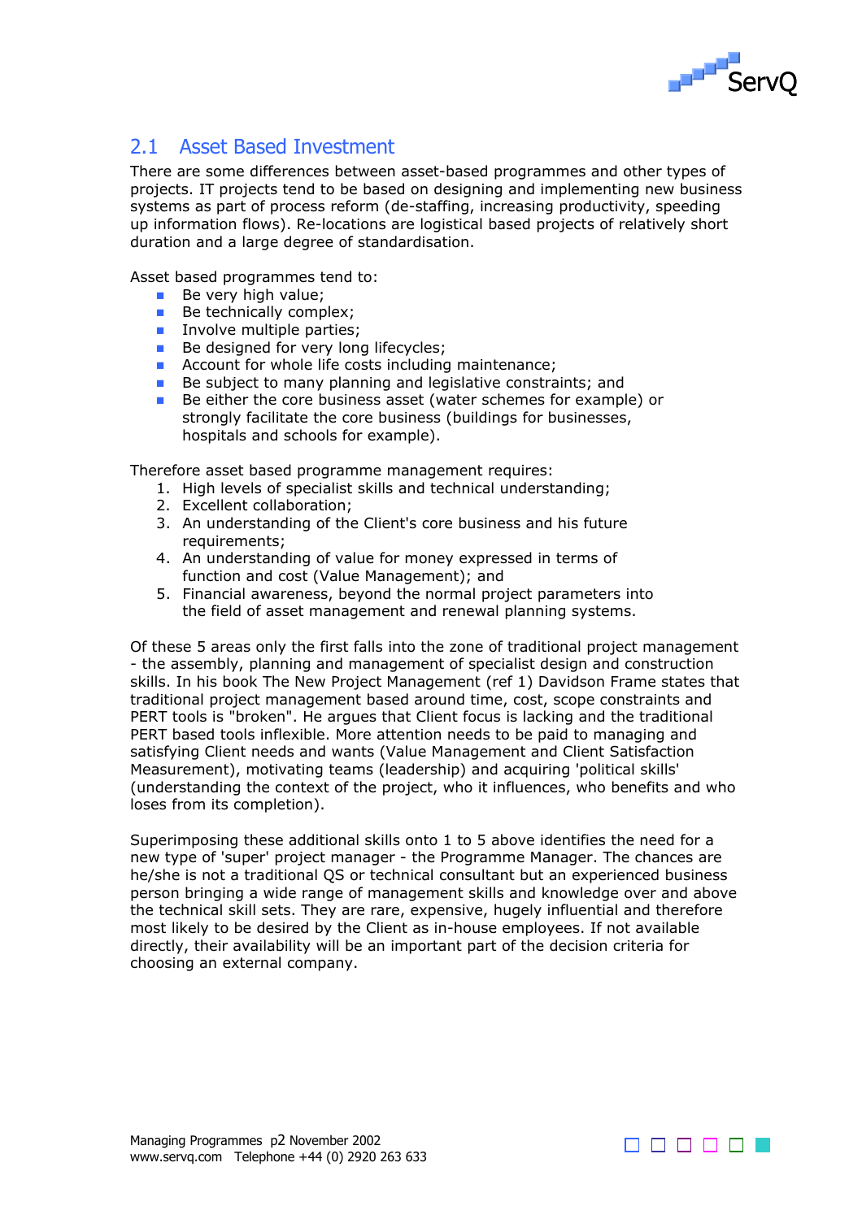## 2.1 Asset Based Investment

There are some differences between asset-based programmes and other types of projects. IT projects tend to be based on designing and implementing new business systems as part of process reform (de-staffing, increasing productivity, speeding up information flows). Re-locations are logistical based projects of relatively short duration and a large degree of standardisation.

Asset based programmes tend to:

- Be very high value;
- Be technically complex;
- Involve multiple parties;
- Be designed for very long lifecycles;
- Account for whole life costs including maintenance;
- Be subject to many planning and legislative constraints; and
- Be either the core business asset (water schemes for example) or strongly facilitate the core business (buildings for businesses, hospitals and schools for example).

Therefore asset based programme management requires:

1. High levels of specialist skills and technical understanding;
2. Excellent collaboration;
3. An understanding of the Client's core business and his future requirements;
4. An understanding of value for money expressed in terms of function and cost (Value Management); and
5. Financial awareness, beyond the normal project parameters into the field of asset management and renewal planning systems.

Of these 5 areas only the first falls into the zone of traditional project management - the assembly, planning and management of specialist design and construction skills. In his book The New Project Management (ref 1) Davidson Frame states that traditional project management based around time, cost, scope constraints and PERT tools is "broken". He argues that Client focus is lacking and the traditional PERT based tools inflexible. More attention needs to be paid to managing and satisfying Client needs and wants (Value Management and Client Satisfaction Measurement), motivating teams (leadership) and acquiring 'political skills' (understanding the context of the project, who it influences, who benefits and who loses from its completion).

Superimposing these additional skills onto 1 to 5 above identifies the need for a new type of 'super' project manager - the Programme Manager. The chances are he/she is not a traditional QS or technical consultant but an experienced business person bringing a wide range of management skills and knowledge over and above the technical skill sets. They are rare, expensive, hugely influential and therefore most likely to be desired by the Client as in-house employees. If not available directly, their availability will be an important part of the decision criteria for choosing an external company.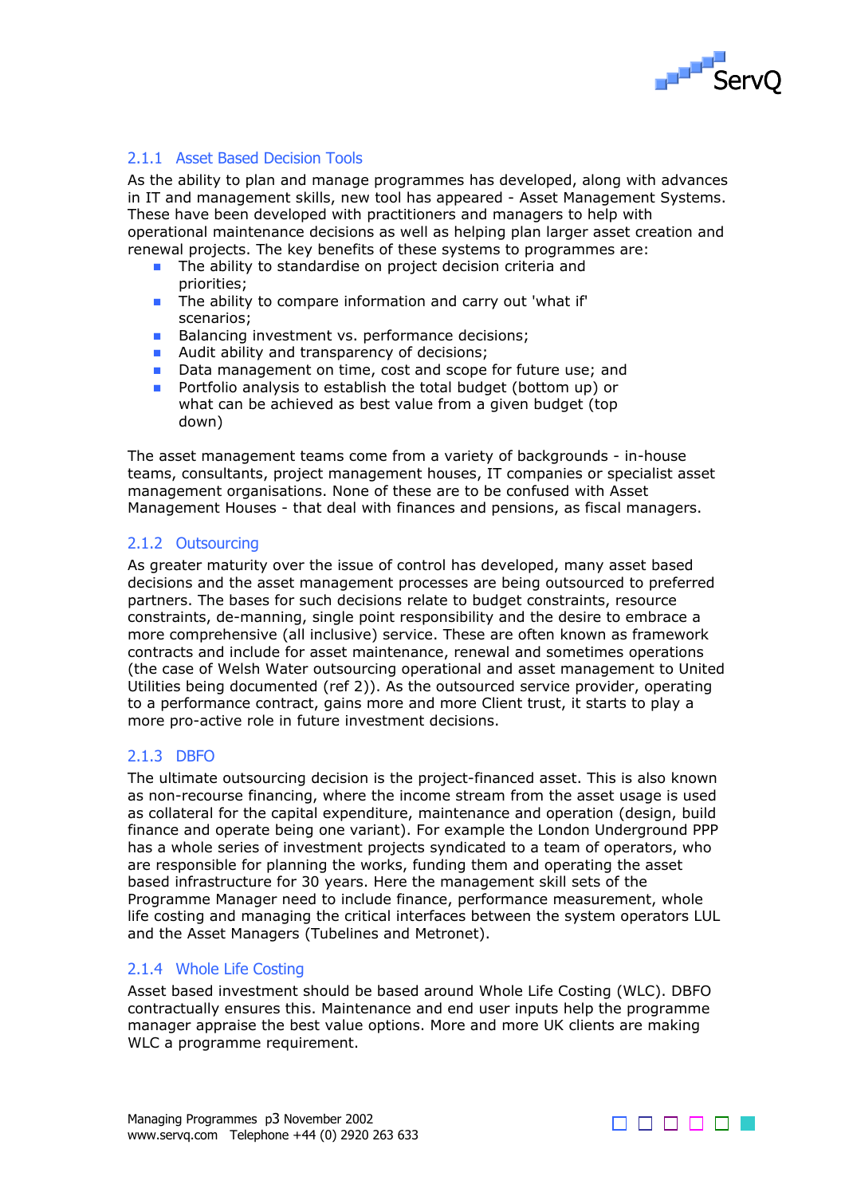### 2.1.1 Asset Based Decision Tools

As the ability to plan and manage programmes has developed, along with advances in IT and management skills, new tool has appeared - Asset Management Systems. These have been developed with practitioners and managers to help with operational maintenance decisions as well as helping plan larger asset creation and renewal projects. The key benefits of these systems to programmes are:

- The ability to standardise on project decision criteria and priorities;
- The ability to compare information and carry out 'what if' scenarios;
- Balancing investment vs. performance decisions;
- Audit ability and transparency of decisions;
- Data management on time, cost and scope for future use; and
- Portfolio analysis to establish the total budget (bottom up) or what can be achieved as best value from a given budget (top down)

The asset management teams come from a variety of backgrounds - in-house teams, consultants, project management houses, IT companies or specialist asset management organisations. None of these are to be confused with Asset Management Houses - that deal with finances and pensions, as fiscal managers.

### 2.1.2 Outsourcing

As greater maturity over the issue of control has developed, many asset based decisions and the asset management processes are being outsourced to preferred partners. The bases for such decisions relate to budget constraints, resource constraints, de-manning, single point responsibility and the desire to embrace a more comprehensive (all inclusive) service. These are often known as framework contracts and include for asset maintenance, renewal and sometimes operations (the case of Welsh Water outsourcing operational and asset management to United Utilities being documented (ref 2)). As the outsourced service provider, operating to a performance contract, gains more and more Client trust, it starts to play a more pro-active role in future investment decisions.

### 2.1.3 DBFO

The ultimate outsourcing decision is the project-financed asset. This is also known as non-recourse financing, where the income stream from the asset usage is used as collateral for the capital expenditure, maintenance and operation (design, build finance and operate being one variant). For example the London Underground PPP has a whole series of investment projects syndicated to a team of operators, who are responsible for planning the works, funding them and operating the asset based infrastructure for 30 years. Here the management skill sets of the Programme Manager need to include finance, performance measurement, whole life costing and managing the critical interfaces between the system operators LUL and the Asset Managers (Tubelines and Metronet).

### 2.1.4 Whole Life Costing

Asset based investment should be based around Whole Life Costing (WLC). DBFO contractually ensures this. Maintenance and end user inputs help the programme manager appraise the best value options. More and more UK clients are making WLC a programme requirement.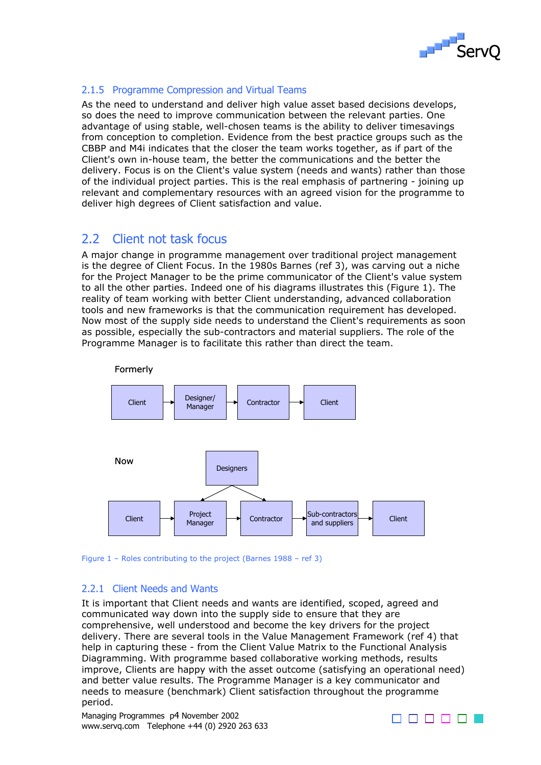### 2.1.5 Programme Compression and Virtual Teams

As the need to understand and deliver high value asset based decisions develops, so does the need to improve communication between the relevant parties. One advantage of using stable, well-chosen teams is the ability to deliver timesavings from conception to completion. Evidence from the best practice groups such as the CBBP and M4i indicates that the closer the team works together, as if part of the Client's own in-house team, the better the communications and the better the delivery. Focus is on the Client's value system (needs and wants) rather than those of the individual project parties. This is the real emphasis of partnering - joining up relevant and complementary resources with an agreed vision for the programme to deliver high degrees of Client satisfaction and value.

## 2.2 Client not task focus

A major change in programme management over traditional project management is the degree of Client Focus. In the 1980s Barnes (ref 3), was carving out a niche for the Project Manager to be the prime communicator of the Client's value system to all the other parties. Indeed one of his diagrams illustrates this (Figure 1). The reality of team working with better Client understanding, advanced collaboration tools and new frameworks is that the communication requirement has developed. Now most of the supply side needs to understand the Client's requirements as soon as possible, especially the sub-contractors and material suppliers. The role of the Programme Manager is to facilitate this rather than direct the team.

Formerly

Client → Designer/ Manager → Contractor → Client

Now

Designers

Client → Project Manager → Contractor → Sub-contractors and suppliers → Client

Figure 1 – Roles contributing to the project (Barnes 1988 – ref 3)

### 2.2.1 Client Needs and Wants

It is important that Client needs and wants are identified, scoped, agreed and communicated way down into the supply side to ensure that they are comprehensive, well understood and become the key drivers for the project delivery. There are several tools in the Value Management Framework (ref 4) that help in capturing these - from the Client Value Matrix to the Functional Analysis Diagramming. With programme based collaborative working methods, results improve, Clients are happy with the asset outcome (satisfying an operational need) and better value results. The Programme Manager is a key communicator and needs to measure (benchmark) Client satisfaction throughout the programme period.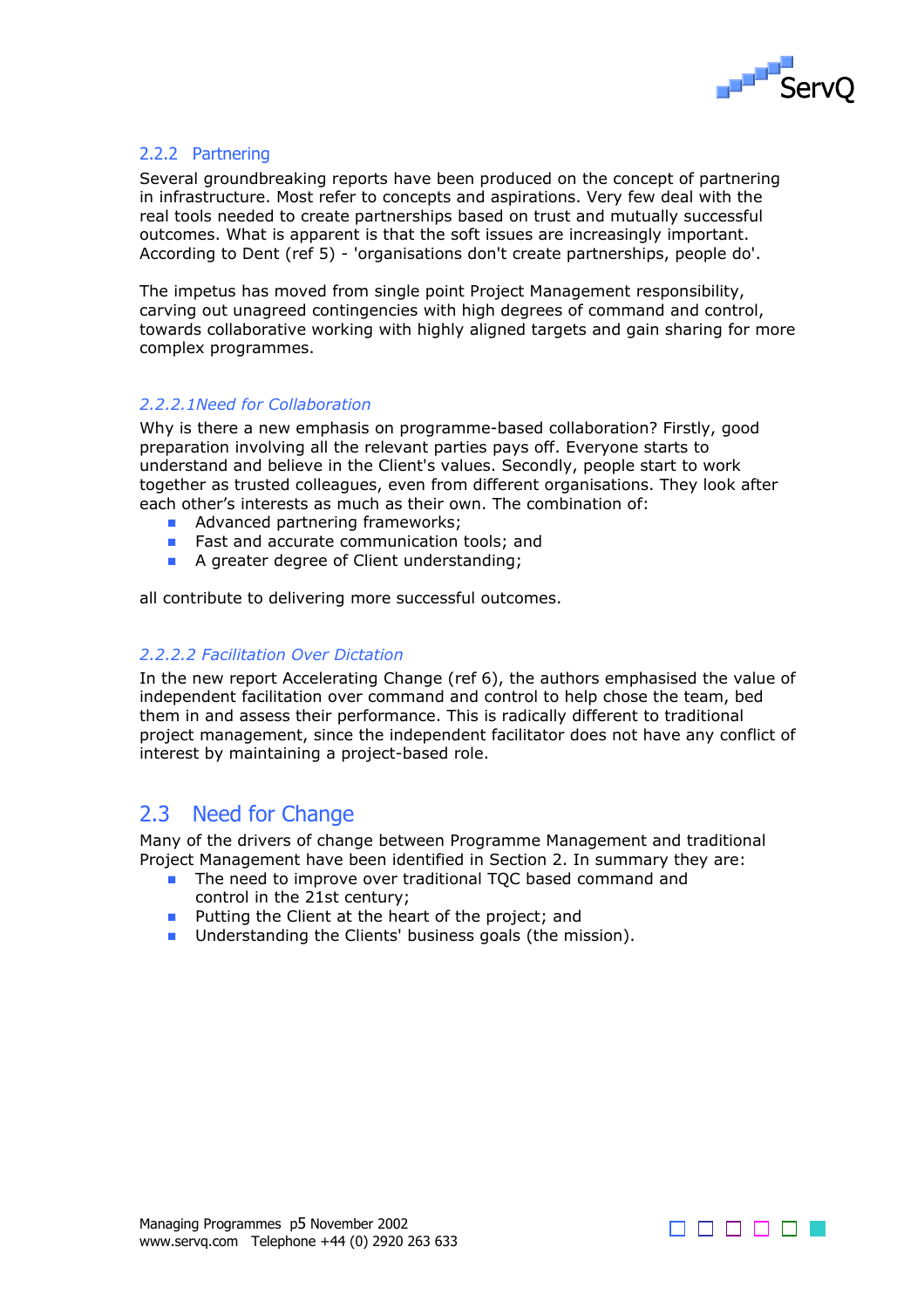### 2.2.2 Partnering

Several groundbreaking reports have been produced on the concept of partnering in infrastructure. Most refer to concepts and aspirations. Very few deal with the real tools needed to create partnerships based on trust and mutually successful outcomes. What is apparent is that the soft issues are increasingly important. According to Dent (ref 5) - 'organisations don't create partnerships, people do'.

The impetus has moved from single point Project Management responsibility, carving out unagreed contingencies with high degrees of command and control, towards collaborative working with highly aligned targets and gain sharing for more complex programmes.

#### *2.2.2.1Need for Collaboration*

Why is there a new emphasis on programme-based collaboration? Firstly, good preparation involving all the relevant parties pays off. Everyone starts to understand and believe in the Client's values. Secondly, people start to work together as trusted colleagues, even from different organisations. They look after each other's interests as much as their own. The combination of:

- Advanced partnering frameworks;
- Fast and accurate communication tools; and
- A greater degree of Client understanding;

all contribute to delivering more successful outcomes.

#### *2.2.2.2 Facilitation Over Dictation*

In the new report Accelerating Change (ref 6), the authors emphasised the value of independent facilitation over command and control to help chose the team, bed them in and assess their performance. This is radically different to traditional project management, since the independent facilitator does not have any conflict of interest by maintaining a project-based role.

## 2.3 Need for Change

Many of the drivers of change between Programme Management and traditional Project Management have been identified in Section 2. In summary they are:

- The need to improve over traditional TQC based command and control in the 21st century;
- Putting the Client at the heart of the project; and
- Understanding the Clients' business goals (the mission).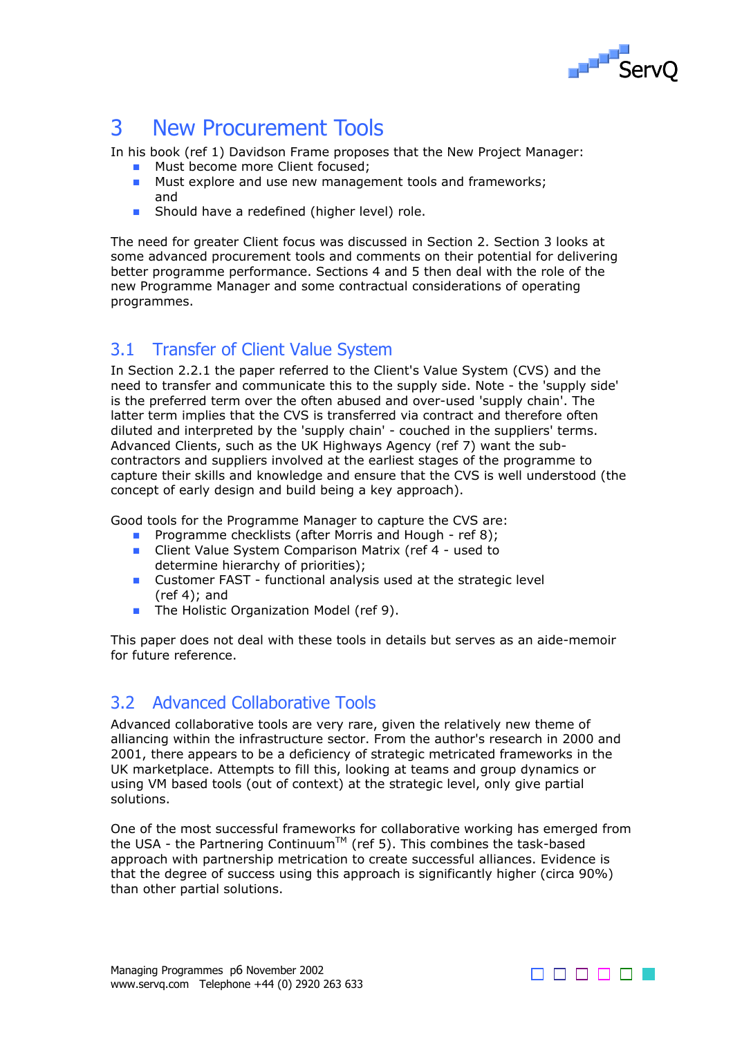# 3 New Procurement Tools

In his book (ref 1) Davidson Frame proposes that the New Project Manager:

- Must become more Client focused;
- Must explore and use new management tools and frameworks; and
- Should have a redefined (higher level) role.

The need for greater Client focus was discussed in Section 2. Section 3 looks at some advanced procurement tools and comments on their potential for delivering better programme performance. Sections 4 and 5 then deal with the role of the new Programme Manager and some contractual considerations of operating programmes.

## 3.1 Transfer of Client Value System

In Section 2.2.1 the paper referred to the Client's Value System (CVS) and the need to transfer and communicate this to the supply side. Note - the 'supply side' is the preferred term over the often abused and over-used 'supply chain'. The latter term implies that the CVS is transferred via contract and therefore often diluted and interpreted by the 'supply chain' - couched in the suppliers' terms. Advanced Clients, such as the UK Highways Agency (ref 7) want the sub-contractors and suppliers involved at the earliest stages of the programme to capture their skills and knowledge and ensure that the CVS is well understood (the concept of early design and build being a key approach).

Good tools for the Programme Manager to capture the CVS are:

- Programme checklists (after Morris and Hough - ref 8);
- Client Value System Comparison Matrix (ref 4 - used to determine hierarchy of priorities);
- Customer FAST - functional analysis used at the strategic level (ref 4); and
- The Holistic Organization Model (ref 9).

This paper does not deal with these tools in details but serves as an aide-memoir for future reference.

## 3.2 Advanced Collaborative Tools

Advanced collaborative tools are very rare, given the relatively new theme of alliancing within the infrastructure sector. From the author's research in 2000 and 2001, there appears to be a deficiency of strategic metricated frameworks in the UK marketplace. Attempts to fill this, looking at teams and group dynamics or using VM based tools (out of context) at the strategic level, only give partial solutions.

One of the most successful frameworks for collaborative working has emerged from the USA - the Partnering Continuum™ (ref 5). This combines the task-based approach with partnership metrication to create successful alliances. Evidence is that the degree of success using this approach is significantly higher (circa 90%) than other partial solutions.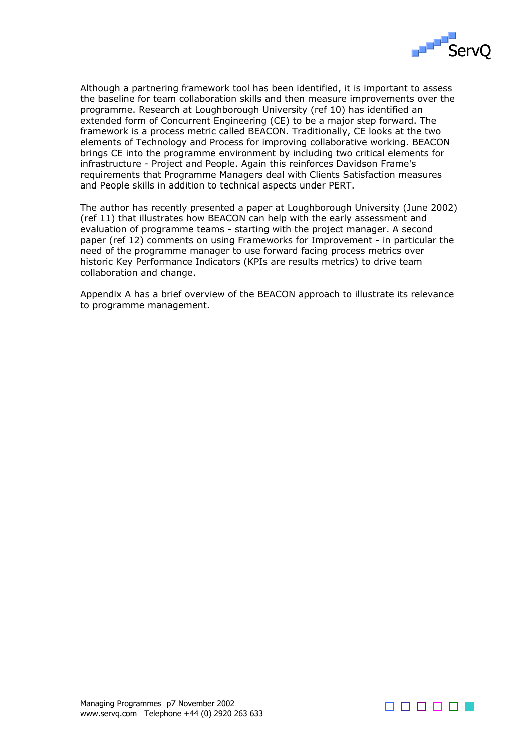Although a partnering framework tool has been identified, it is important to assess the baseline for team collaboration skills and then measure improvements over the programme. Research at Loughborough University (ref 10) has identified an extended form of Concurrent Engineering (CE) to be a major step forward. The framework is a process metric called BEACON. Traditionally, CE looks at the two elements of Technology and Process for improving collaborative working. BEACON brings CE into the programme environment by including two critical elements for infrastructure - Project and People. Again this reinforces Davidson Frame's requirements that Programme Managers deal with Clients Satisfaction measures and People skills in addition to technical aspects under PERT.

The author has recently presented a paper at Loughborough University (June 2002) (ref 11) that illustrates how BEACON can help with the early assessment and evaluation of programme teams - starting with the project manager. A second paper (ref 12) comments on using Frameworks for Improvement - in particular the need of the programme manager to use forward facing process metrics over historic Key Performance Indicators (KPIs are results metrics) to drive team collaboration and change.

Appendix A has a brief overview of the BEACON approach to illustrate its relevance to programme management.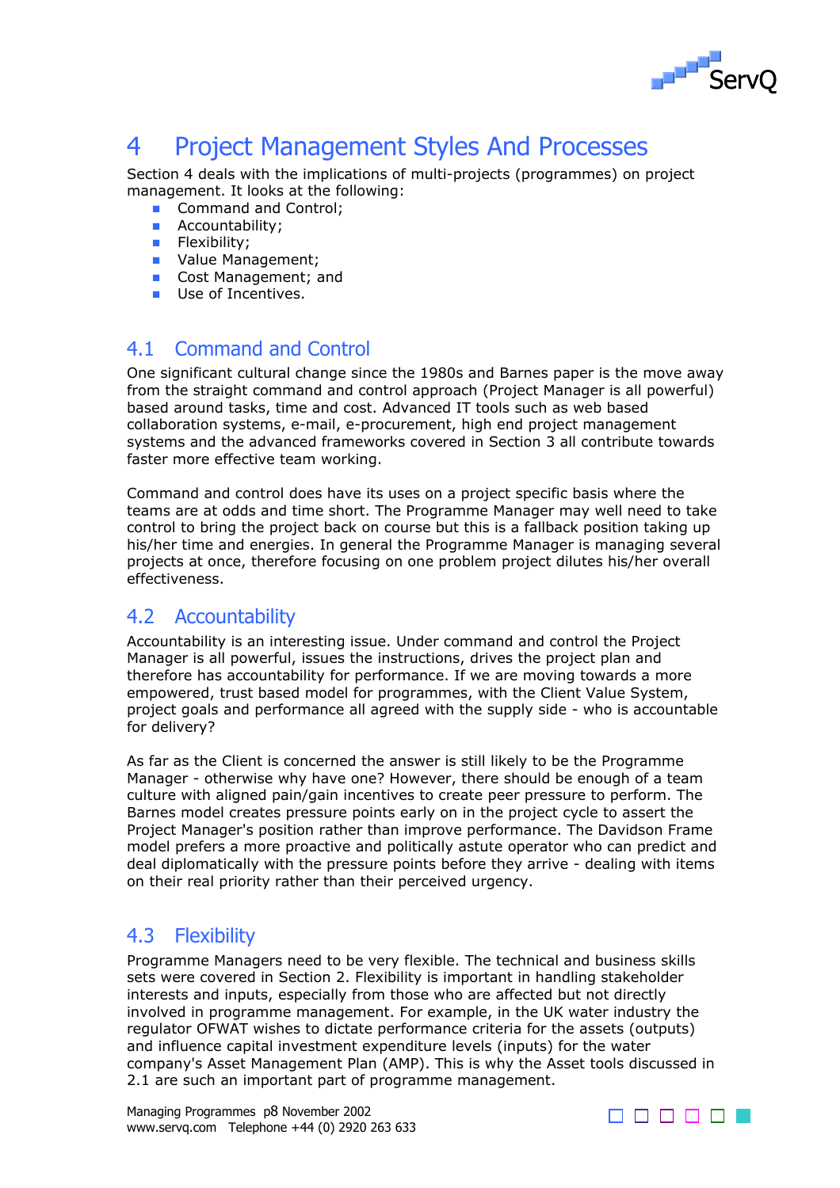# 4 Project Management Styles And Processes

Section 4 deals with the implications of multi-projects (programmes) on project management. It looks at the following:

- Command and Control;
- Accountability;
- Flexibility;
- Value Management;
- Cost Management; and
- Use of Incentives.

## 4.1 Command and Control

One significant cultural change since the 1980s and Barnes paper is the move away from the straight command and control approach (Project Manager is all powerful) based around tasks, time and cost. Advanced IT tools such as web based collaboration systems, e-mail, e-procurement, high end project management systems and the advanced frameworks covered in Section 3 all contribute towards faster more effective team working.

Command and control does have its uses on a project specific basis where the teams are at odds and time short. The Programme Manager may well need to take control to bring the project back on course but this is a fallback position taking up his/her time and energies. In general the Programme Manager is managing several projects at once, therefore focusing on one problem project dilutes his/her overall effectiveness.

## 4.2 Accountability

Accountability is an interesting issue. Under command and control the Project Manager is all powerful, issues the instructions, drives the project plan and therefore has accountability for performance. If we are moving towards a more empowered, trust based model for programmes, with the Client Value System, project goals and performance all agreed with the supply side - who is accountable for delivery?

As far as the Client is concerned the answer is still likely to be the Programme Manager - otherwise why have one? However, there should be enough of a team culture with aligned pain/gain incentives to create peer pressure to perform. The Barnes model creates pressure points early on in the project cycle to assert the Project Manager's position rather than improve performance. The Davidson Frame model prefers a more proactive and politically astute operator who can predict and deal diplomatically with the pressure points before they arrive - dealing with items on their real priority rather than their perceived urgency.

## 4.3 Flexibility

Programme Managers need to be very flexible. The technical and business skills sets were covered in Section 2. Flexibility is important in handling stakeholder interests and inputs, especially from those who are affected but not directly involved in programme management. For example, in the UK water industry the regulator OFWAT wishes to dictate performance criteria for the assets (outputs) and influence capital investment expenditure levels (inputs) for the water company's Asset Management Plan (AMP). This is why the Asset tools discussed in 2.1 are such an important part of programme management.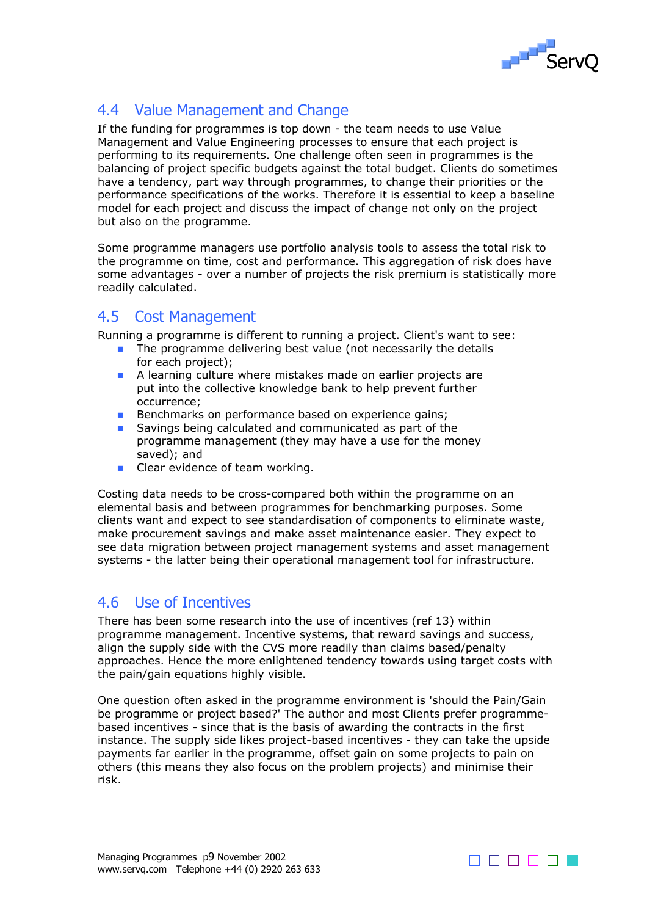## 4.4 Value Management and Change

If the funding for programmes is top down - the team needs to use Value Management and Value Engineering processes to ensure that each project is performing to its requirements. One challenge often seen in programmes is the balancing of project specific budgets against the total budget. Clients do sometimes have a tendency, part way through programmes, to change their priorities or the performance specifications of the works. Therefore it is essential to keep a baseline model for each project and discuss the impact of change not only on the project but also on the programme.

Some programme managers use portfolio analysis tools to assess the total risk to the programme on time, cost and performance. This aggregation of risk does have some advantages - over a number of projects the risk premium is statistically more readily calculated.

## 4.5 Cost Management

Running a programme is different to running a project. Client's want to see:

- The programme delivering best value (not necessarily the details for each project);
- A learning culture where mistakes made on earlier projects are put into the collective knowledge bank to help prevent further occurrence;
- Benchmarks on performance based on experience gains;
- Savings being calculated and communicated as part of the programme management (they may have a use for the money saved); and
- Clear evidence of team working.

Costing data needs to be cross-compared both within the programme on an elemental basis and between programmes for benchmarking purposes. Some clients want and expect to see standardisation of components to eliminate waste, make procurement savings and make asset maintenance easier. They expect to see data migration between project management systems and asset management systems - the latter being their operational management tool for infrastructure.

## 4.6 Use of Incentives

There has been some research into the use of incentives (ref 13) within programme management. Incentive systems, that reward savings and success, align the supply side with the CVS more readily than claims based/penalty approaches. Hence the more enlightened tendency towards using target costs with the pain/gain equations highly visible.

One question often asked in the programme environment is 'should the Pain/Gain be programme or project based?' The author and most Clients prefer programme-based incentives - since that is the basis of awarding the contracts in the first instance. The supply side likes project-based incentives - they can take the upside payments far earlier in the programme, offset gain on some projects to pain on others (this means they also focus on the problem projects) and minimise their risk.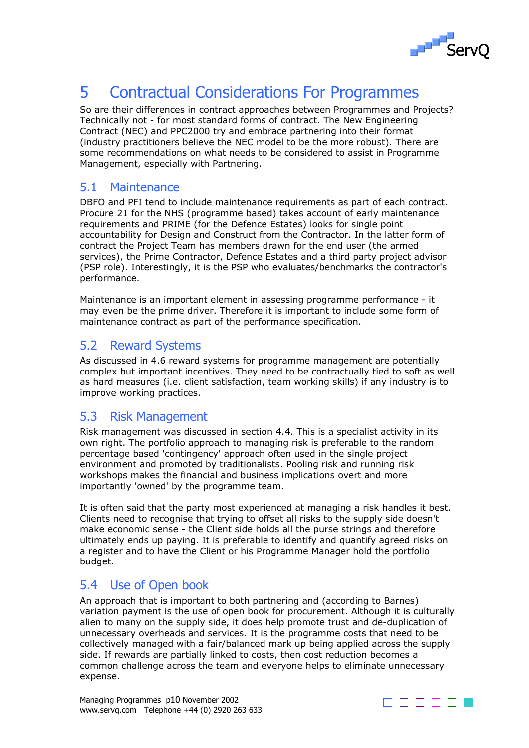# 5 Contractual Considerations For Programmes

So are their differences in contract approaches between Programmes and Projects? Technically not - for most standard forms of contract. The New Engineering Contract (NEC) and PPC2000 try and embrace partnering into their format (industry practitioners believe the NEC model to be the more robust). There are some recommendations on what needs to be considered to assist in Programme Management, especially with Partnering.

## 5.1 Maintenance

DBFO and PFI tend to include maintenance requirements as part of each contract. Procure 21 for the NHS (programme based) takes account of early maintenance requirements and PRIME (for the Defence Estates) looks for single point accountability for Design and Construct from the Contractor. In the latter form of contract the Project Team has members drawn for the end user (the armed services), the Prime Contractor, Defence Estates and a third party project advisor (PSP role). Interestingly, it is the PSP who evaluates/benchmarks the contractor's performance.

Maintenance is an important element in assessing programme performance - it may even be the prime driver. Therefore it is important to include some form of maintenance contract as part of the performance specification.

## 5.2 Reward Systems

As discussed in 4.6 reward systems for programme management are potentially complex but important incentives. They need to be contractually tied to soft as well as hard measures (i.e. client satisfaction, team working skills) if any industry is to improve working practices.

## 5.3 Risk Management

Risk management was discussed in section 4.4. This is a specialist activity in its own right. The portfolio approach to managing risk is preferable to the random percentage based 'contingency' approach often used in the single project environment and promoted by traditionalists. Pooling risk and running risk workshops makes the financial and business implications overt and more importantly 'owned' by the programme team.

It is often said that the party most experienced at managing a risk handles it best. Clients need to recognise that trying to offset all risks to the supply side doesn't make economic sense - the Client side holds all the purse strings and therefore ultimately ends up paying. It is preferable to identify and quantify agreed risks on a register and to have the Client or his Programme Manager hold the portfolio budget.

## 5.4 Use of Open book

An approach that is important to both partnering and (according to Barnes) variation payment is the use of open book for procurement. Although it is culturally alien to many on the supply side, it does help promote trust and de-duplication of unnecessary overheads and services. It is the programme costs that need to be collectively managed with a fair/balanced mark up being applied across the supply side. If rewards are partially linked to costs, then cost reduction becomes a common challenge across the team and everyone helps to eliminate unnecessary expense.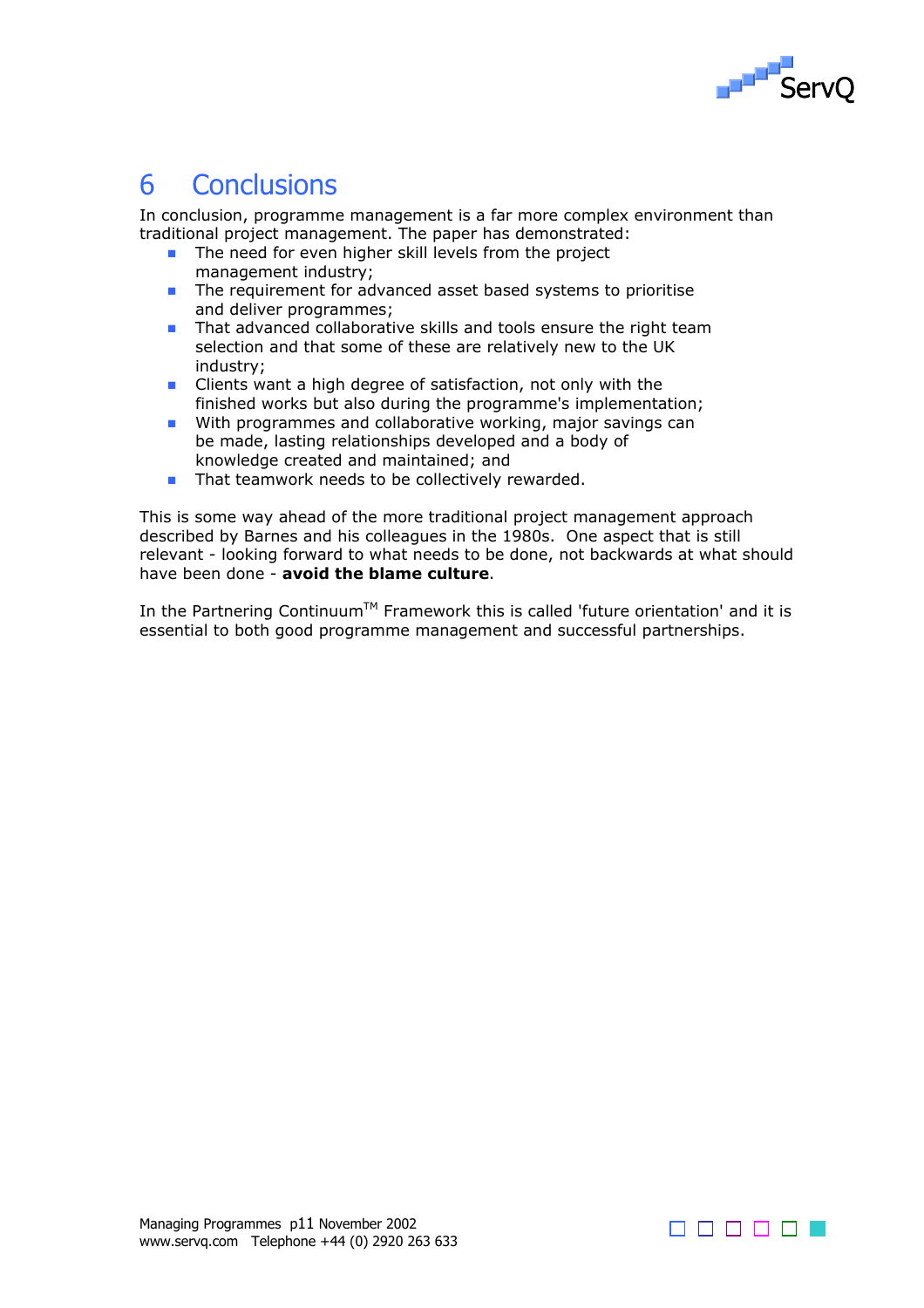# 6 Conclusions

In conclusion, programme management is a far more complex environment than traditional project management. The paper has demonstrated:

- The need for even higher skill levels from the project management industry;
- The requirement for advanced asset based systems to prioritise and deliver programmes;
- That advanced collaborative skills and tools ensure the right team selection and that some of these are relatively new to the UK industry;
- Clients want a high degree of satisfaction, not only with the finished works but also during the programme's implementation;
- With programmes and collaborative working, major savings can be made, lasting relationships developed and a body of knowledge created and maintained; and
- That teamwork needs to be collectively rewarded.

This is some way ahead of the more traditional project management approach described by Barnes and his colleagues in the 1980s. One aspect that is still relevant - looking forward to what needs to be done, not backwards at what should have been done - **avoid the blame culture**.

In the Partnering Continuum™ Framework this is called 'future orientation' and it is essential to both good programme management and successful partnerships.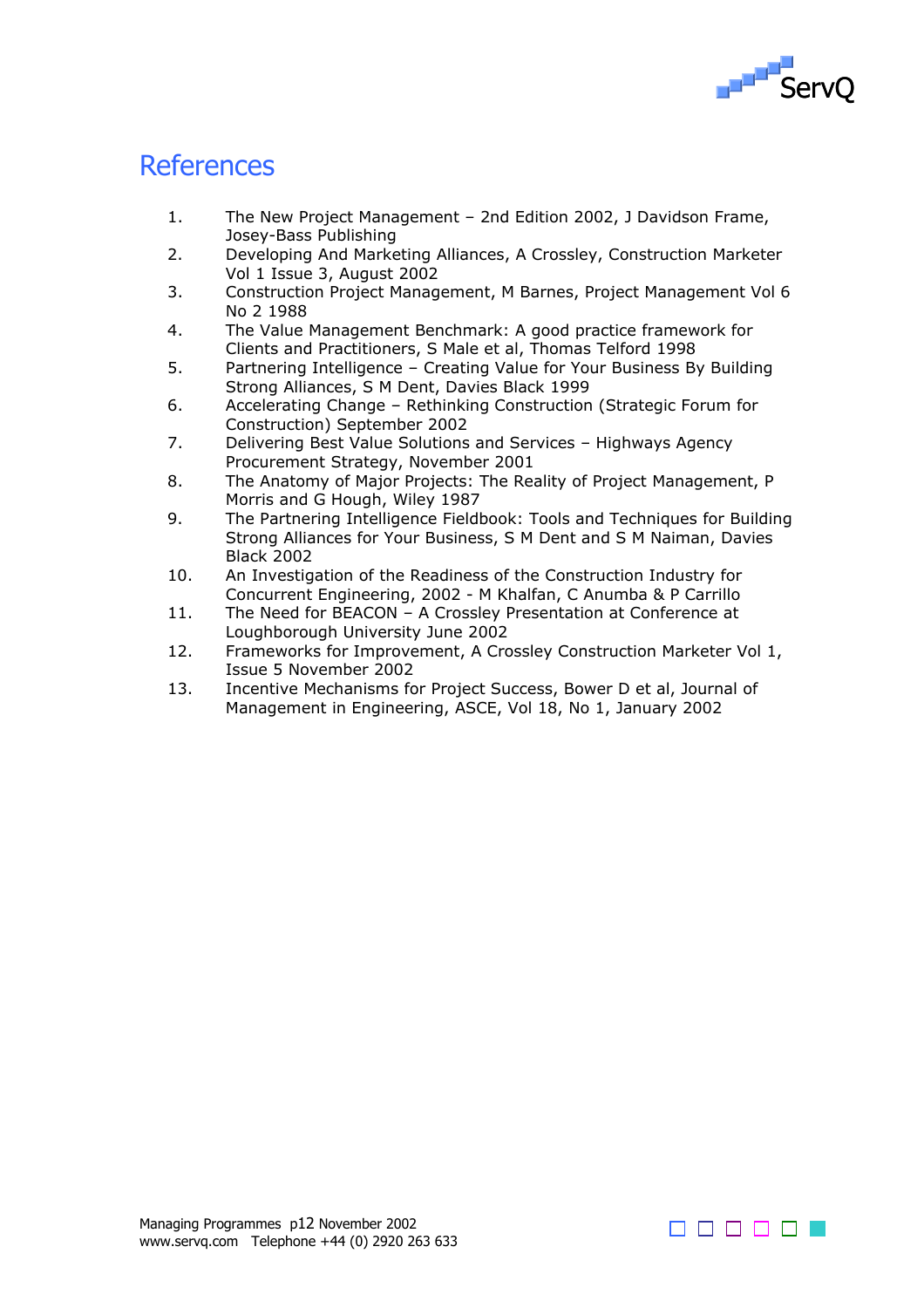# References

1. The New Project Management – 2nd Edition 2002, J Davidson Frame, Josey-Bass Publishing
2. Developing And Marketing Alliances, A Crossley, Construction Marketer Vol 1 Issue 3, August 2002
3. Construction Project Management, M Barnes, Project Management Vol 6 No 2 1988
4. The Value Management Benchmark: A good practice framework for Clients and Practitioners, S Male et al, Thomas Telford 1998
5. Partnering Intelligence – Creating Value for Your Business By Building Strong Alliances, S M Dent, Davies Black 1999
6. Accelerating Change – Rethinking Construction (Strategic Forum for Construction) September 2002
7. Delivering Best Value Solutions and Services – Highways Agency Procurement Strategy, November 2001
8. The Anatomy of Major Projects: The Reality of Project Management, P Morris and G Hough, Wiley 1987
9. The Partnering Intelligence Fieldbook: Tools and Techniques for Building Strong Alliances for Your Business, S M Dent and S M Naiman, Davies Black 2002
10. An Investigation of the Readiness of the Construction Industry for Concurrent Engineering, 2002 - M Khalfan, C Anumba & P Carrillo
11. The Need for BEACON – A Crossley Presentation at Conference at Loughborough University June 2002
12. Frameworks for Improvement, A Crossley Construction Marketer Vol 1, Issue 5 November 2002
13. Incentive Mechanisms for Project Success, Bower D et al, Journal of Management in Engineering, ASCE, Vol 18, No 1, January 2002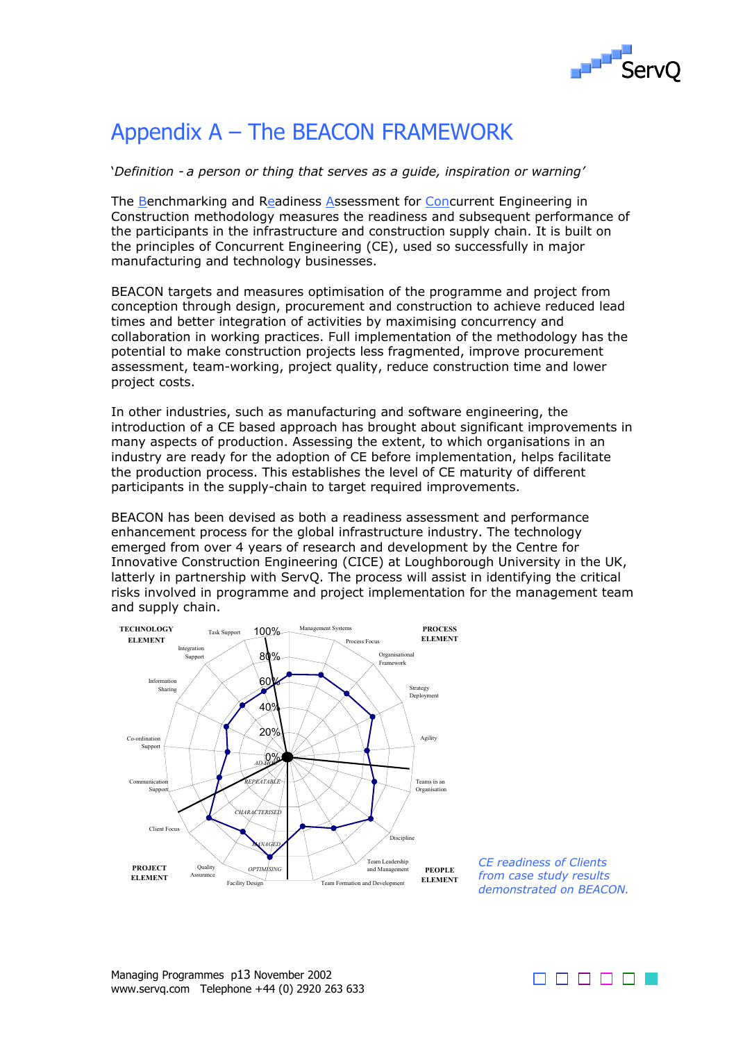# Appendix A – The BEACON FRAMEWORK

'*Definition - a person or thing that serves as a guide, inspiration or warning*'

The Benchmarking and Readiness Assessment for Concurrent Engineering in Construction methodology measures the readiness and subsequent performance of the participants in the infrastructure and construction supply chain. It is built on the principles of Concurrent Engineering (CE), used so successfully in major manufacturing and technology businesses.

BEACON targets and measures optimisation of the programme and project from conception through design, procurement and construction to achieve reduced lead times and better integration of activities by maximising concurrency and collaboration in working practices. Full implementation of the methodology has the potential to make construction projects less fragmented, improve procurement assessment, team-working, project quality, reduce construction time and lower project costs.

In other industries, such as manufacturing and software engineering, the introduction of a CE based approach has brought about significant improvements in many aspects of production. Assessing the extent, to which organisations in an industry are ready for the adoption of CE before implementation, helps facilitate the production process. This establishes the level of CE maturity of different participants in the supply-chain to target required improvements.

BEACON has been devised as both a readiness assessment and performance enhancement process for the global infrastructure industry. The technology emerged from over 4 years of research and development by the Centre for Innovative Construction Engineering (CICE) at Loughborough University in the UK, latterly in partnership with ServQ. The process will assist in identifying the critical risks involved in programme and project implementation for the management team and supply chain.

*CE readiness of Clients from case study results demonstrated on BEACON.*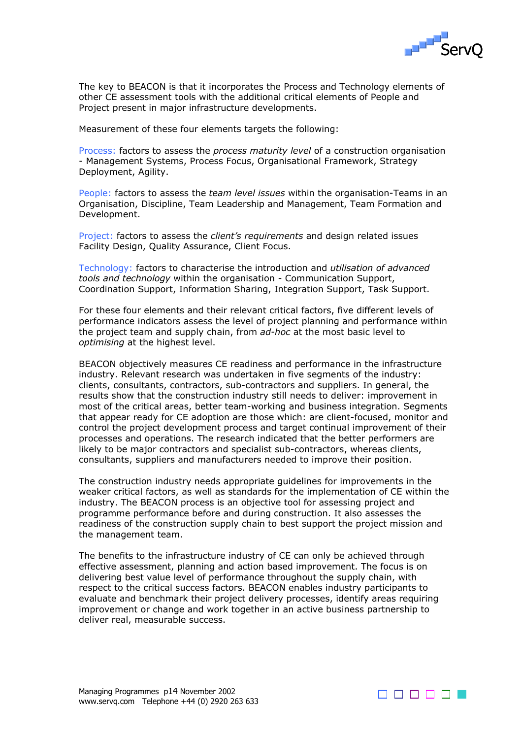The key to BEACON is that it incorporates the Process and Technology elements of other CE assessment tools with the additional critical elements of People and Project present in major infrastructure developments.

Measurement of these four elements targets the following:

Process: factors to assess the *process maturity level* of a construction organisation - Management Systems, Process Focus, Organisational Framework, Strategy Deployment, Agility.

People: factors to assess the *team level issues* within the organisation-Teams in an Organisation, Discipline, Team Leadership and Management, Team Formation and Development.

Project: factors to assess the *client's requirements* and design related issues Facility Design, Quality Assurance, Client Focus.

Technology: factors to characterise the introduction and *utilisation of advanced tools and technology* within the organisation - Communication Support, Coordination Support, Information Sharing, Integration Support, Task Support.

For these four elements and their relevant critical factors, five different levels of performance indicators assess the level of project planning and performance within the project team and supply chain, from *ad-hoc* at the most basic level to *optimising* at the highest level.

BEACON objectively measures CE readiness and performance in the infrastructure industry. Relevant research was undertaken in five segments of the industry: clients, consultants, contractors, sub-contractors and suppliers. In general, the results show that the construction industry still needs to deliver: improvement in most of the critical areas, better team-working and business integration. Segments that appear ready for CE adoption are those which: are client-focused, monitor and control the project development process and target continual improvement of their processes and operations. The research indicated that the better performers are likely to be major contractors and specialist sub-contractors, whereas clients, consultants, suppliers and manufacturers needed to improve their position.

The construction industry needs appropriate guidelines for improvements in the weaker critical factors, as well as standards for the implementation of CE within the industry. The BEACON process is an objective tool for assessing project and programme performance before and during construction. It also assesses the readiness of the construction supply chain to best support the project mission and the management team.

The benefits to the infrastructure industry of CE can only be achieved through effective assessment, planning and action based improvement. The focus is on delivering best value level of performance throughout the supply chain, with respect to the critical success factors. BEACON enables industry participants to evaluate and benchmark their project delivery processes, identify areas requiring improvement or change and work together in an active business partnership to deliver real, measurable success.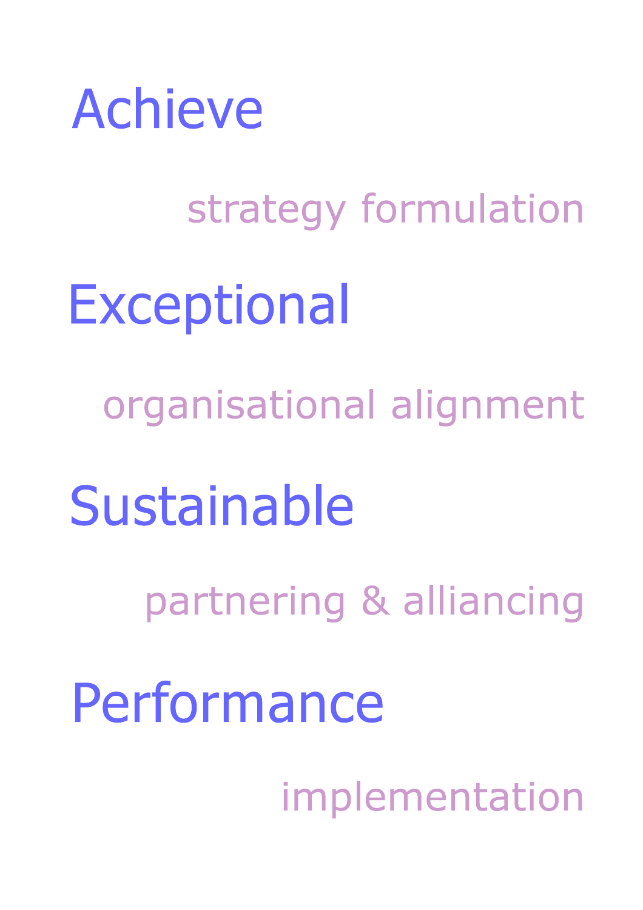Achieve

strategy formulation

Exceptional

organisational alignment

Sustainable

partnering & alliancing

Performance

implementation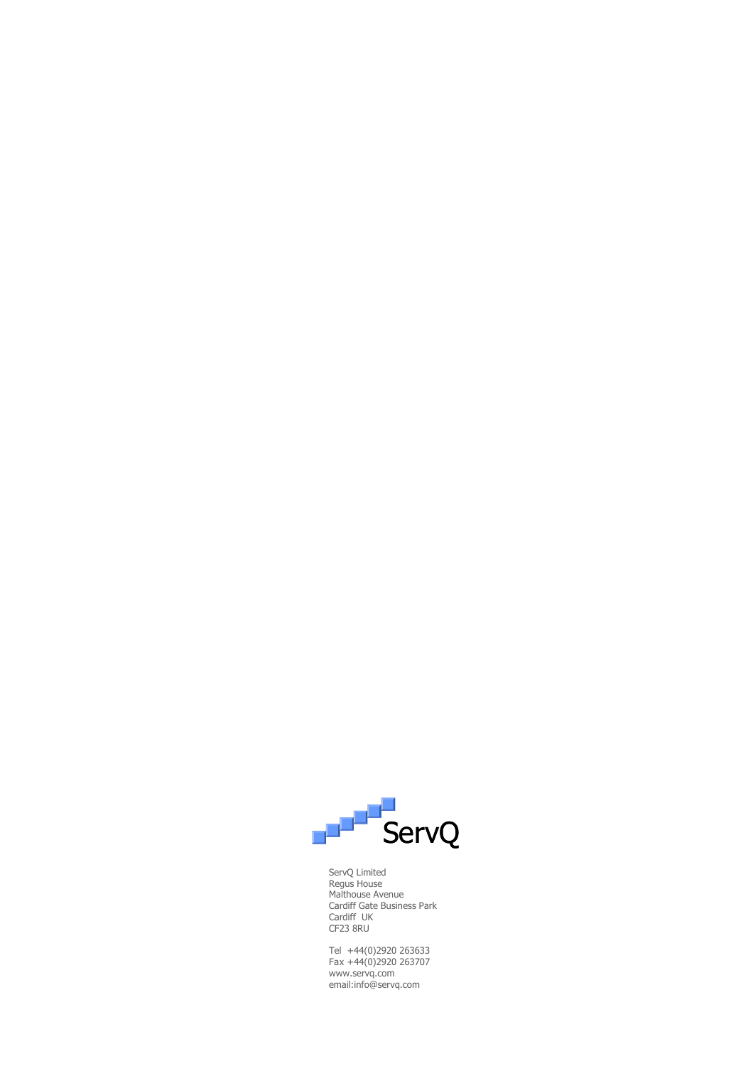ServQ

ServQ Limited
Regus House
Malthouse Avenue
Cardiff Gate Business Park
Cardiff UK
CF23 8RU

Tel +44(0)2920 263633
Fax +44(0)2920 263707
www.servq.com
email:info@servq.com